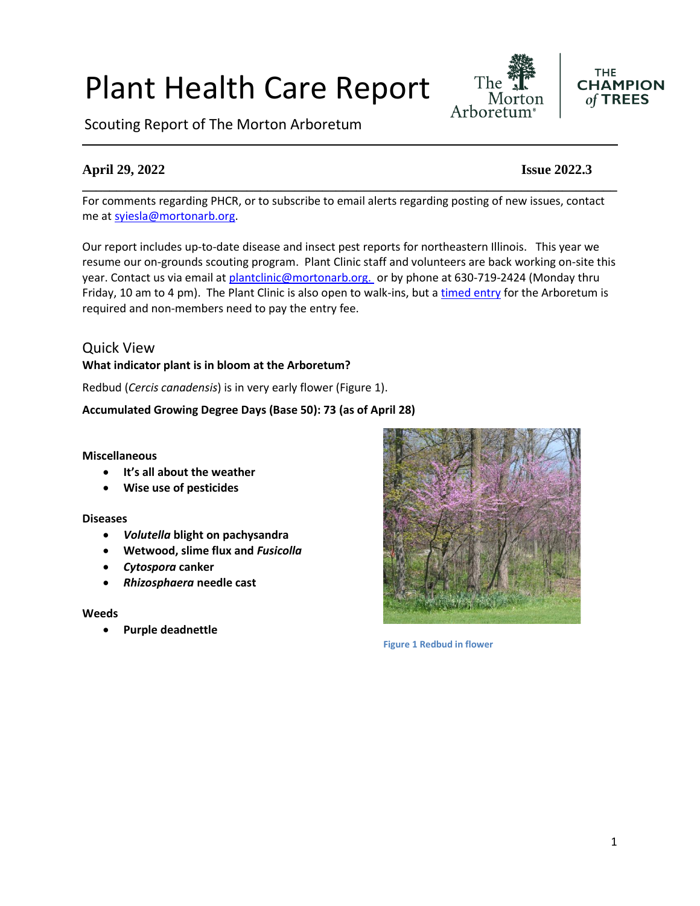# Plant Health Care Report

Scouting Report of The Morton Arboretum

**April 29, 2022** **Issue 2022.3**

For comments regarding PHCR, or to subscribe to email alerts regarding posting of new issues, contact me at syiesla@mortonarb.org.

Our report includes up-to-date disease and insect pest reports for northeastern Illinois. This year we resume our on-grounds scouting program. Plant Clinic staff and volunteers are back working on-site this year. Contact us via email at plantclinic@mortonarb.org. or by phone at 630-719-2424 (Monday thru Friday, 10 am to 4 pm). The Plant Clinic is also open to walk-ins, but a timed entry for the Arboretum is required and non-members need to pay the entry fee.

## Quick View

**What indicator plant is in bloom at the Arboretum?**

Redbud (*Cercis canadensis*) is in very early flower (Figure 1).

**Accumulated Growing Degree Days (Base 50): 73 (as of April 28)**

**Miscellaneous**

- **It's all about the weather**
- **Wise use of pesticides**

**Diseases**

- ***Volutella* blight on pachysandra**
- **Wetwood, slime flux and *Fusicolla***
- ***Cytospora* canker**
- ***Rhizosphaera* needle cast**

**Weeds**

- **Purple deadnettle**

Figure 1 Redbud in flower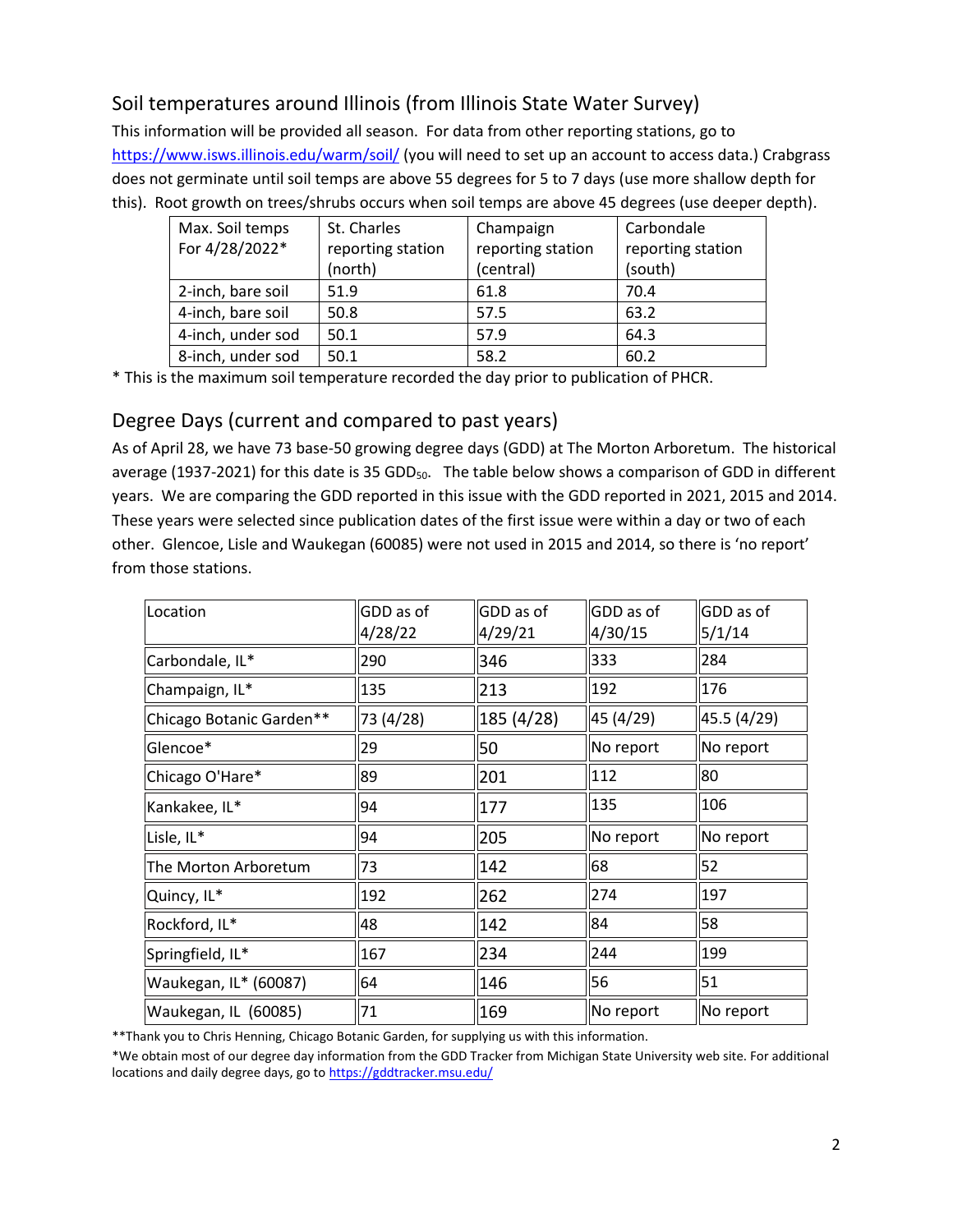## Soil temperatures around Illinois (from Illinois State Water Survey)

This information will be provided all season. For data from other reporting stations, go to https://www.isws.illinois.edu/warm/soil/ (you will need to set up an account to access data.) Crabgrass does not germinate until soil temps are above 55 degrees for 5 to 7 days (use more shallow depth for this). Root growth on trees/shrubs occurs when soil temps are above 45 degrees (use deeper depth).

| Max. Soil temps For 4/28/2022* | St. Charles reporting station (north) | Champaign reporting station (central) | Carbondale reporting station (south) |
|---|---|---|---|
| 2-inch, bare soil | 51.9 | 61.8 | 70.4 |
| 4-inch, bare soil | 50.8 | 57.5 | 63.2 |
| 4-inch, under sod | 50.1 | 57.9 | 64.3 |
| 8-inch, under sod | 50.1 | 58.2 | 60.2 |

* This is the maximum soil temperature recorded the day prior to publication of PHCR.

## Degree Days (current and compared to past years)

As of April 28, we have 73 base-50 growing degree days (GDD) at The Morton Arboretum. The historical average (1937-2021) for this date is 35 $GDD_{50}$. The table below shows a comparison of GDD in different years. We are comparing the GDD reported in this issue with the GDD reported in 2021, 2015 and 2014. These years were selected since publication dates of the first issue were within a day or two of each other. Glencoe, Lisle and Waukegan (60085) were not used in 2015 and 2014, so there is 'no report' from those stations.

| Location | GDD as of 4/28/22 | GDD as of 4/29/21 | GDD as of 4/30/15 | GDD as of 5/1/14 |
|---|---|---|---|---|
| Carbondale, IL* | 290 | 346 | 333 | 284 |
| Champaign, IL* | 135 | 213 | 192 | 176 |
| Chicago Botanic Garden** | 73 (4/28) | 185 (4/28) | 45 (4/29) | 45.5 (4/29) |
| Glencoe* | 29 | 50 | No report | No report |
| Chicago O'Hare* | 89 | 201 | 112 | 80 |
| Kankakee, IL* | 94 | 177 | 135 | 106 |
| Lisle, IL* | 94 | 205 | No report | No report |
| The Morton Arboretum | 73 | 142 | 68 | 52 |
| Quincy, IL* | 192 | 262 | 274 | 197 |
| Rockford, IL* | 48 | 142 | 84 | 58 |
| Springfield, IL* | 167 | 234 | 244 | 199 |
| Waukegan, IL* (60087) | 64 | 146 | 56 | 51 |
| Waukegan, IL (60085) | 71 | 169 | No report | No report |

**Thank you to Chris Henning, Chicago Botanic Garden, for supplying us with this information.

*We obtain most of our degree day information from the GDD Tracker from Michigan State University web site. For additional locations and daily degree days, go to https://gddtracker.msu.edu/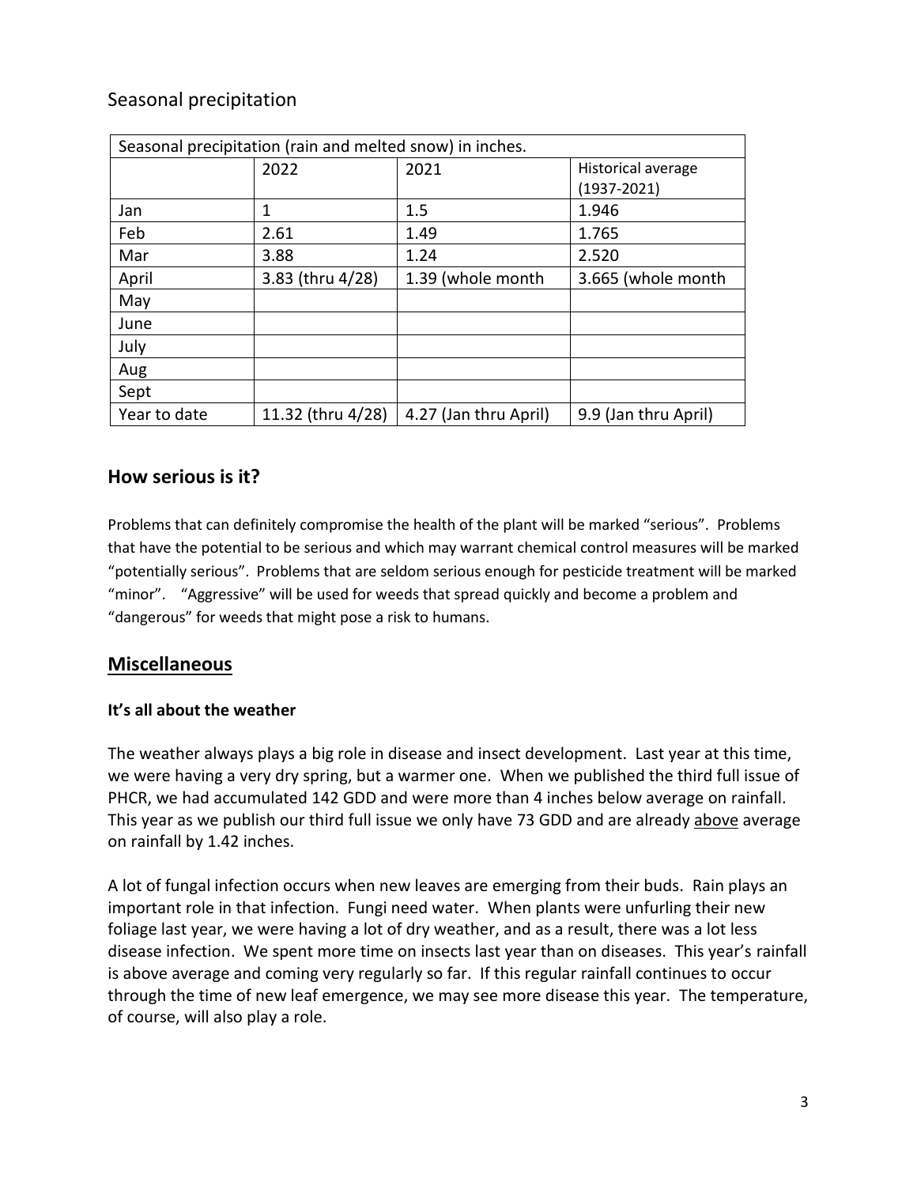## Seasonal precipitation

| Seasonal precipitation (rain and melted snow) in inches. | | | |
|---|---|---|---|
| | 2022 | 2021 | Historical average (1937-2021) |
| Jan | 1 | 1.5 | 1.946 |
| Feb | 2.61 | 1.49 | 1.765 |
| Mar | 3.88 | 1.24 | 2.520 |
| April | 3.83 (thru 4/28) | 1.39 (whole month | 3.665 (whole month |
| May | | | |
| June | | | |
| July | | | |
| Aug | | | |
| Sept | | | |
| Year to date | 11.32 (thru 4/28) | 4.27 (Jan thru April) | 9.9 (Jan thru April) |

## How serious is it?

Problems that can definitely compromise the health of the plant will be marked "serious". Problems that have the potential to be serious and which may warrant chemical control measures will be marked "potentially serious". Problems that are seldom serious enough for pesticide treatment will be marked "minor". "Aggressive" will be used for weeds that spread quickly and become a problem and "dangerous" for weeds that might pose a risk to humans.

## Miscellaneous

### It's all about the weather

The weather always plays a big role in disease and insect development. Last year at this time, we were having a very dry spring, but a warmer one. When we published the third full issue of PHCR, we had accumulated 142 GDD and were more than 4 inches below average on rainfall. This year as we publish our third full issue we only have 73 GDD and are already above average on rainfall by 1.42 inches.

A lot of fungal infection occurs when new leaves are emerging from their buds. Rain plays an important role in that infection. Fungi need water. When plants were unfurling their new foliage last year, we were having a lot of dry weather, and as a result, there was a lot less disease infection. We spent more time on insects last year than on diseases. This year's rainfall is above average and coming very regularly so far. If this regular rainfall continues to occur through the time of new leaf emergence, we may see more disease this year. The temperature, of course, will also play a role.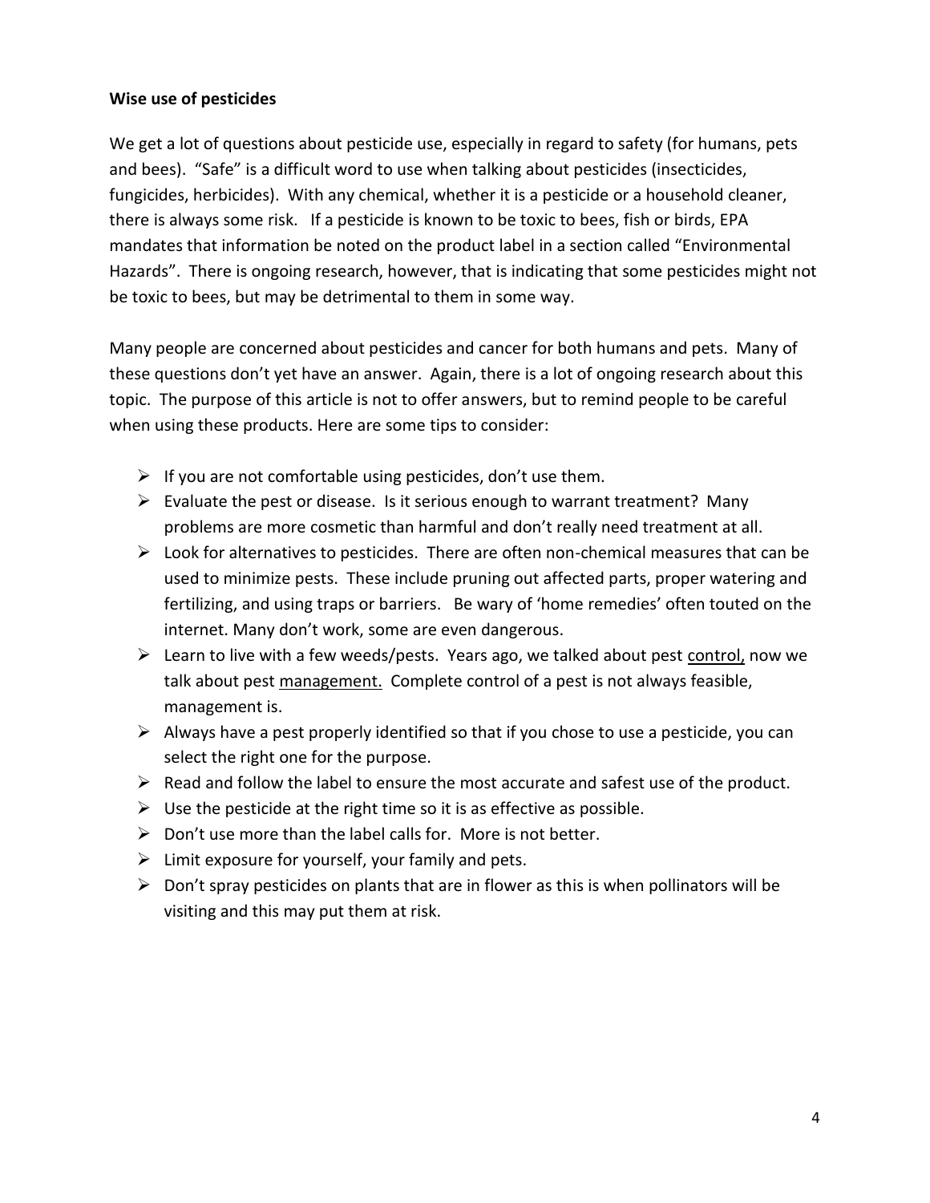**Wise use of pesticides**

We get a lot of questions about pesticide use, especially in regard to safety (for humans, pets and bees). "Safe" is a difficult word to use when talking about pesticides (insecticides, fungicides, herbicides). With any chemical, whether it is a pesticide or a household cleaner, there is always some risk. If a pesticide is known to be toxic to bees, fish or birds, EPA mandates that information be noted on the product label in a section called "Environmental Hazards". There is ongoing research, however, that is indicating that some pesticides might not be toxic to bees, but may be detrimental to them in some way.

Many people are concerned about pesticides and cancer for both humans and pets. Many of these questions don't yet have an answer. Again, there is a lot of ongoing research about this topic. The purpose of this article is not to offer answers, but to remind people to be careful when using these products. Here are some tips to consider:

- If you are not comfortable using pesticides, don't use them.
- Evaluate the pest or disease. Is it serious enough to warrant treatment? Many problems are more cosmetic than harmful and don't really need treatment at all.
- Look for alternatives to pesticides. There are often non-chemical measures that can be used to minimize pests. These include pruning out affected parts, proper watering and fertilizing, and using traps or barriers. Be wary of 'home remedies' often touted on the internet. Many don't work, some are even dangerous.
- Learn to live with a few weeds/pests. Years ago, we talked about pest <u>control,</u> now we talk about pest <u>management.</u> Complete control of a pest is not always feasible, management is.
- Always have a pest properly identified so that if you chose to use a pesticide, you can select the right one for the purpose.
- Read and follow the label to ensure the most accurate and safest use of the product.
- Use the pesticide at the right time so it is as effective as possible.
- Don't use more than the label calls for. More is not better.
- Limit exposure for yourself, your family and pets.
- Don't spray pesticides on plants that are in flower as this is when pollinators will be visiting and this may put them at risk.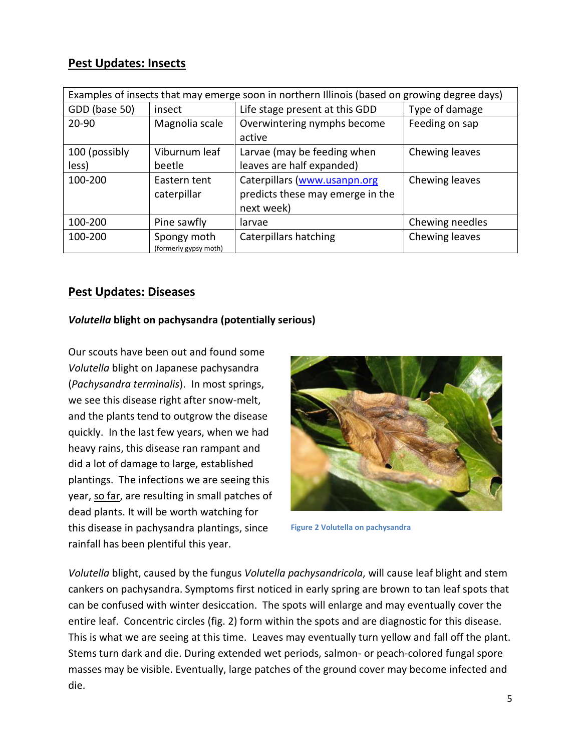## Pest Updates: Insects

| Examples of insects that may emerge soon in northern Illinois (based on growing degree days) | | | |
|---|---|---|---|
| GDD (base 50) | insect | Life stage present at this GDD | Type of damage |
| 20-90 | Magnolia scale | Overwintering nymphs become active | Feeding on sap |
| 100 (possibly less) | Viburnum leaf beetle | Larvae (may be feeding when leaves are half expanded) | Chewing leaves |
| 100-200 | Eastern tent caterpillar | Caterpillars (www.usanpn.org predicts these may emerge in the next week) | Chewing leaves |
| 100-200 | Pine sawfly | larvae | Chewing needles |
| 100-200 | Spongy moth (formerly gypsy moth) | Caterpillars hatching | Chewing leaves |

## Pest Updates: Diseases

### *Volutella* blight on pachysandra (potentially serious)

Our scouts have been out and found some *Volutella* blight on Japanese pachysandra (*Pachysandra terminalis*). In most springs, we see this disease right after snow-melt, and the plants tend to outgrow the disease quickly. In the last few years, when we had heavy rains, this disease ran rampant and did a lot of damage to large, established plantings. The infections we are seeing this year, so far, are resulting in small patches of dead plants. It will be worth watching for this disease in pachysandra plantings, since rainfall has been plentiful this year.

Figure 2 Volutella on pachysandra

*Volutella* blight, caused by the fungus *Volutella pachysandricola*, will cause leaf blight and stem cankers on pachysandra. Symptoms first noticed in early spring are brown to tan leaf spots that can be confused with winter desiccation. The spots will enlarge and may eventually cover the entire leaf. Concentric circles (fig. 2) form within the spots and are diagnostic for this disease. This is what we are seeing at this time. Leaves may eventually turn yellow and fall off the plant. Stems turn dark and die. During extended wet periods, salmon- or peach-colored fungal spore masses may be visible. Eventually, large patches of the ground cover may become infected and die.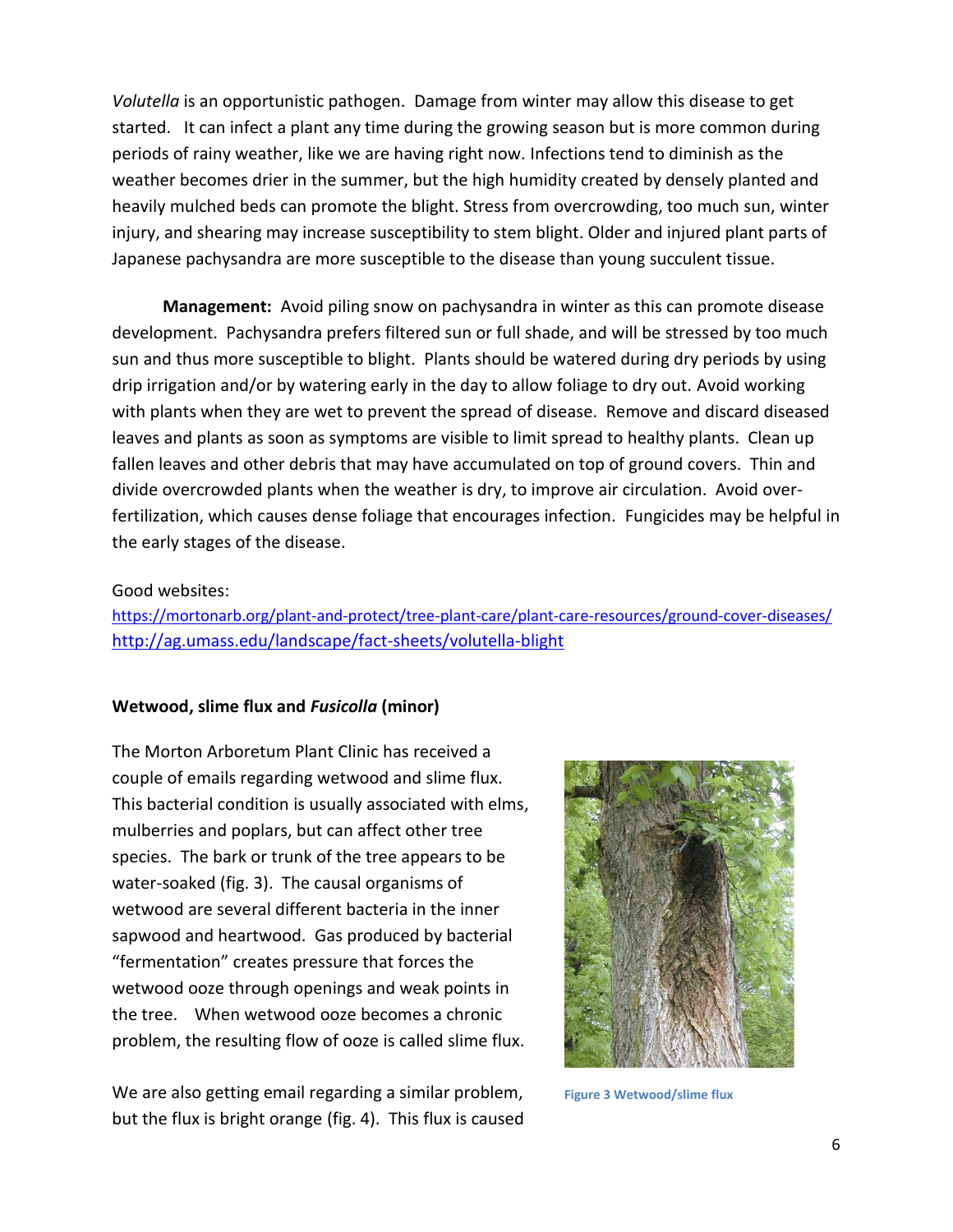*Volutella* is an opportunistic pathogen. Damage from winter may allow this disease to get started. It can infect a plant any time during the growing season but is more common during periods of rainy weather, like we are having right now. Infections tend to diminish as the weather becomes drier in the summer, but the high humidity created by densely planted and heavily mulched beds can promote the blight. Stress from overcrowding, too much sun, winter injury, and shearing may increase susceptibility to stem blight. Older and injured plant parts of Japanese pachysandra are more susceptible to the disease than young succulent tissue.

**Management:** Avoid piling snow on pachysandra in winter as this can promote disease development. Pachysandra prefers filtered sun or full shade, and will be stressed by too much sun and thus more susceptible to blight. Plants should be watered during dry periods by using drip irrigation and/or by watering early in the day to allow foliage to dry out. Avoid working with plants when they are wet to prevent the spread of disease. Remove and discard diseased leaves and plants as soon as symptoms are visible to limit spread to healthy plants. Clean up fallen leaves and other debris that may have accumulated on top of ground covers. Thin and divide overcrowded plants when the weather is dry, to improve air circulation. Avoid over-fertilization, which causes dense foliage that encourages infection. Fungicides may be helpful in the early stages of the disease.

Good websites:
https://mortonarb.org/plant-and-protect/tree-plant-care/plant-care-resources/ground-cover-diseases/
http://ag.umass.edu/landscape/fact-sheets/volutella-blight

**Wetwood, slime flux and *Fusicolla* (minor)**

The Morton Arboretum Plant Clinic has received a couple of emails regarding wetwood and slime flux. This bacterial condition is usually associated with elms, mulberries and poplars, but can affect other tree species. The bark or trunk of the tree appears to be water-soaked (fig. 3). The causal organisms of wetwood are several different bacteria in the inner sapwood and heartwood. Gas produced by bacterial "fermentation" creates pressure that forces the wetwood ooze through openings and weak points in the tree. When wetwood ooze becomes a chronic problem, the resulting flow of ooze is called slime flux.

Figure 3 Wetwood/slime flux

We are also getting email regarding a similar problem, but the flux is bright orange (fig. 4). This flux is caused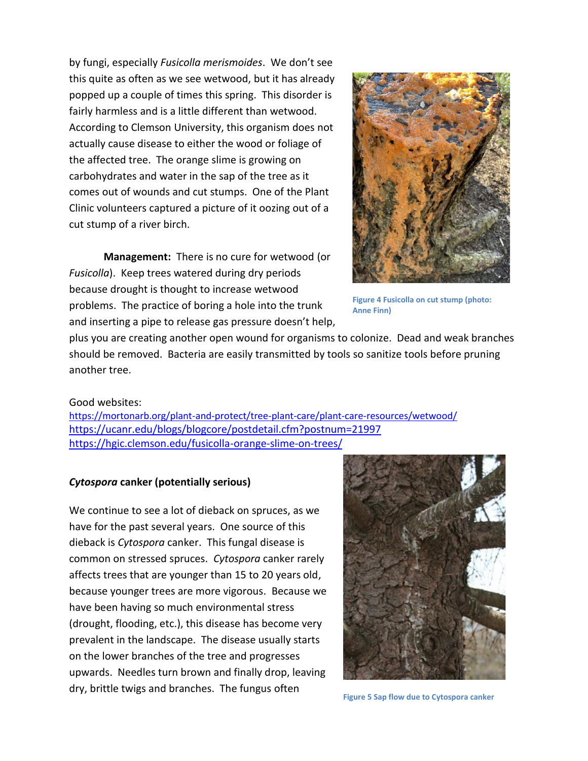by fungi, especially *Fusicolla merismoides*. We don't see this quite as often as we see wetwood, but it has already popped up a couple of times this spring. This disorder is fairly harmless and is a little different than wetwood. According to Clemson University, this organism does not actually cause disease to either the wood or foliage of the affected tree. The orange slime is growing on carbohydrates and water in the sap of the tree as it comes out of wounds and cut stumps. One of the Plant Clinic volunteers captured a picture of it oozing out of a cut stump of a river birch.

Figure 4 Fusicolla on cut stump (photo: Anne Finn)

**Management:** There is no cure for wetwood (or *Fusicolla*). Keep trees watered during dry periods because drought is thought to increase wetwood problems. The practice of boring a hole into the trunk and inserting a pipe to release gas pressure doesn't help, plus you are creating another open wound for organisms to colonize. Dead and weak branches should be removed. Bacteria are easily transmitted by tools so sanitize tools before pruning another tree.

Good websites:
https://mortonarb.org/plant-and-protect/tree-plant-care/plant-care-resources/wetwood/
https://ucanr.edu/blogs/blogcore/postdetail.cfm?postnum=21997
https://hgic.clemson.edu/fusicolla-orange-slime-on-trees/

### *Cytospora* canker (potentially serious)

We continue to see a lot of dieback on spruces, as we have for the past several years. One source of this dieback is *Cytospora* canker. This fungal disease is common on stressed spruces. *Cytospora* canker rarely affects trees that are younger than 15 to 20 years old, because younger trees are more vigorous. Because we have been having so much environmental stress (drought, flooding, etc.), this disease has become very prevalent in the landscape. The disease usually starts on the lower branches of the tree and progresses upwards. Needles turn brown and finally drop, leaving dry, brittle twigs and branches. The fungus often

Figure 5 Sap flow due to Cytospora canker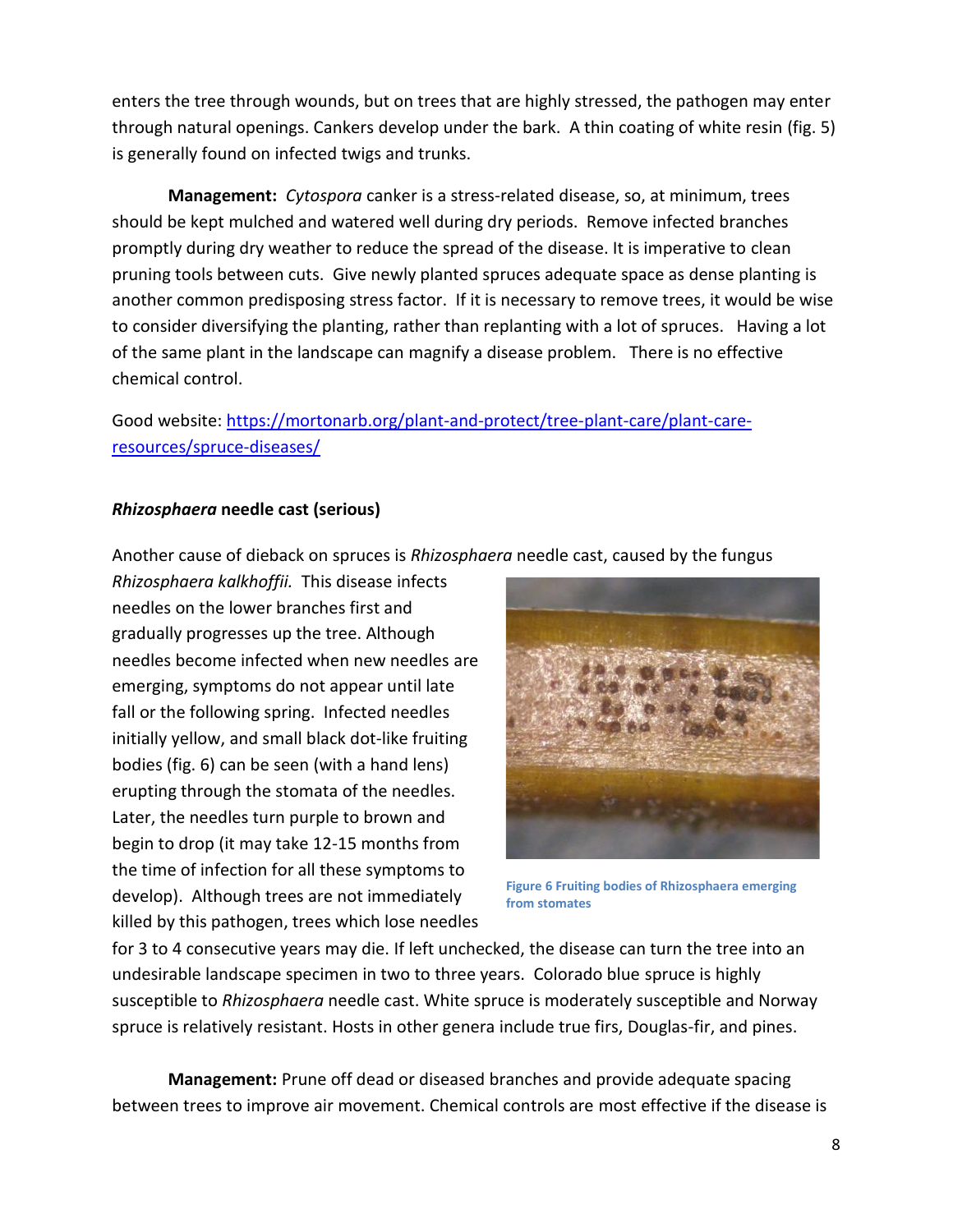enters the tree through wounds, but on trees that are highly stressed, the pathogen may enter through natural openings. Cankers develop under the bark. A thin coating of white resin (fig. 5) is generally found on infected twigs and trunks.

**Management:** *Cytospora* canker is a stress-related disease, so, at minimum, trees should be kept mulched and watered well during dry periods. Remove infected branches promptly during dry weather to reduce the spread of the disease. It is imperative to clean pruning tools between cuts. Give newly planted spruces adequate space as dense planting is another common predisposing stress factor. If it is necessary to remove trees, it would be wise to consider diversifying the planting, rather than replanting with a lot of spruces. Having a lot of the same plant in the landscape can magnify a disease problem. There is no effective chemical control.

Good website: [https://mortonarb.org/plant-and-protect/tree-plant-care/plant-care-resources/spruce-diseases/](https://mortonarb.org/plant-and-protect/tree-plant-care/plant-care-resources/spruce-diseases/)

### *Rhizosphaera* needle cast (serious)

Another cause of dieback on spruces is *Rhizosphaera* needle cast, caused by the fungus *Rhizosphaera kalkhoffii.* This disease infects needles on the lower branches first and gradually progresses up the tree. Although needles become infected when new needles are emerging, symptoms do not appear until late fall or the following spring. Infected needles initially yellow, and small black dot-like fruiting bodies (fig. 6) can be seen (with a hand lens) erupting through the stomata of the needles. Later, the needles turn purple to brown and begin to drop (it may take 12-15 months from the time of infection for all these symptoms to develop). Although trees are not immediately killed by this pathogen, trees which lose needles for 3 to 4 consecutive years may die. If left unchecked, the disease can turn the tree into an undesirable landscape specimen in two to three years. Colorado blue spruce is highly susceptible to *Rhizosphaera* needle cast. White spruce is moderately susceptible and Norway spruce is relatively resistant. Hosts in other genera include true firs, Douglas-fir, and pines.

Figure 6 Fruiting bodies of Rhizosphaera emerging from stomates

**Management:** Prune off dead or diseased branches and provide adequate spacing between trees to improve air movement. Chemical controls are most effective if the disease is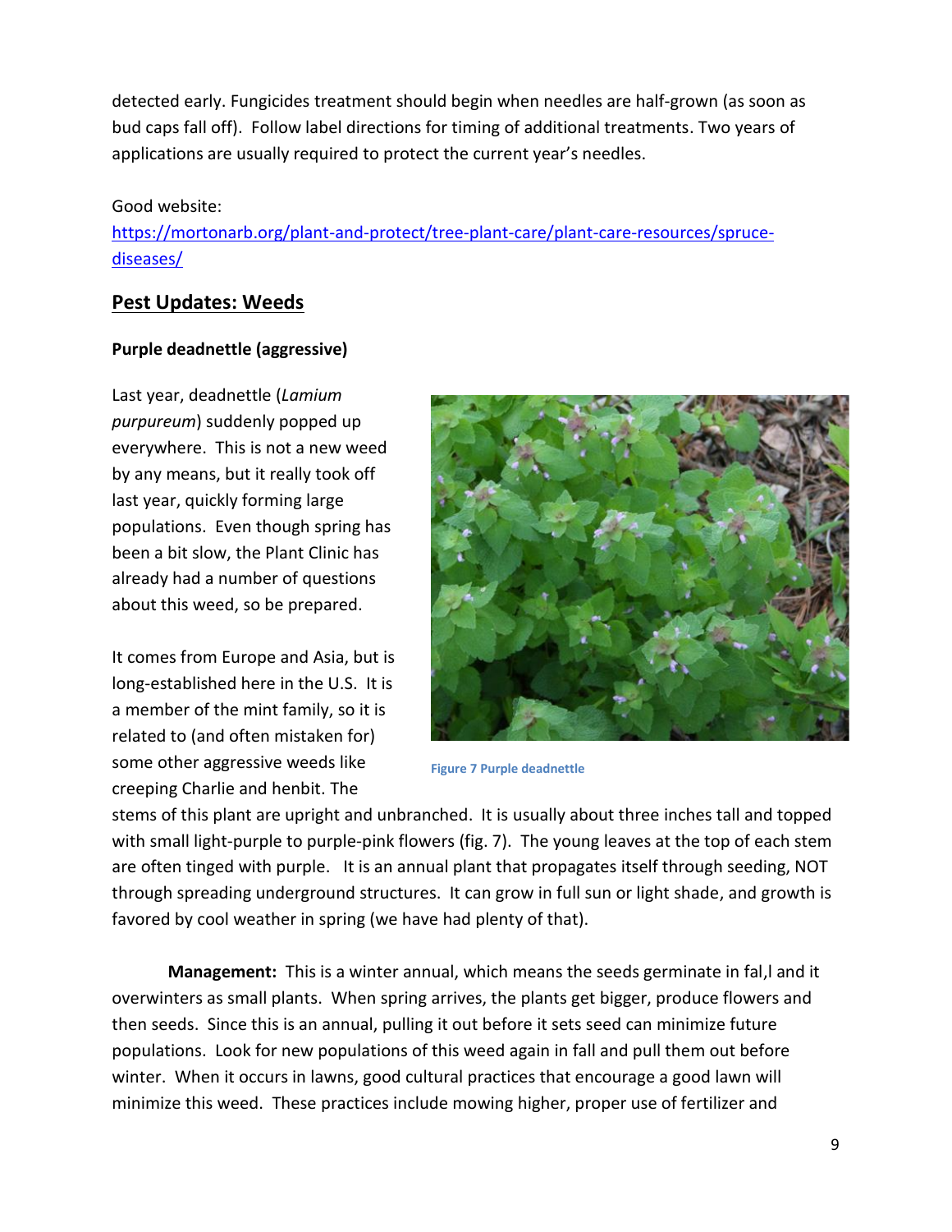detected early. Fungicides treatment should begin when needles are half-grown (as soon as bud caps fall off). Follow label directions for timing of additional treatments. Two years of applications are usually required to protect the current year's needles.

Good website:
[https://mortonarb.org/plant-and-protect/tree-plant-care/plant-care-resources/spruce-diseases/](https://mortonarb.org/plant-and-protect/tree-plant-care/plant-care-resources/spruce-diseases/)

## Pest Updates: Weeds

### Purple deadnettle (aggressive)

Last year, deadnettle (*Lamium purpureum*) suddenly popped up everywhere. This is not a new weed by any means, but it really took off last year, quickly forming large populations. Even though spring has been a bit slow, the Plant Clinic has already had a number of questions about this weed, so be prepared.

It comes from Europe and Asia, but is long-established here in the U.S. It is a member of the mint family, so it is related to (and often mistaken for) some other aggressive weeds like creeping Charlie and henbit. The stems of this plant are upright and unbranched. It is usually about three inches tall and topped with small light-purple to purple-pink flowers (fig. 7). The young leaves at the top of each stem are often tinged with purple. It is an annual plant that propagates itself through seeding, NOT through spreading underground structures. It can grow in full sun or light shade, and growth is favored by cool weather in spring (we have had plenty of that).

Figure 7 Purple deadnettle

**Management:** This is a winter annual, which means the seeds germinate in fal,l and it overwinters as small plants. When spring arrives, the plants get bigger, produce flowers and then seeds. Since this is an annual, pulling it out before it sets seed can minimize future populations. Look for new populations of this weed again in fall and pull them out before winter. When it occurs in lawns, good cultural practices that encourage a good lawn will minimize this weed. These practices include mowing higher, proper use of fertilizer and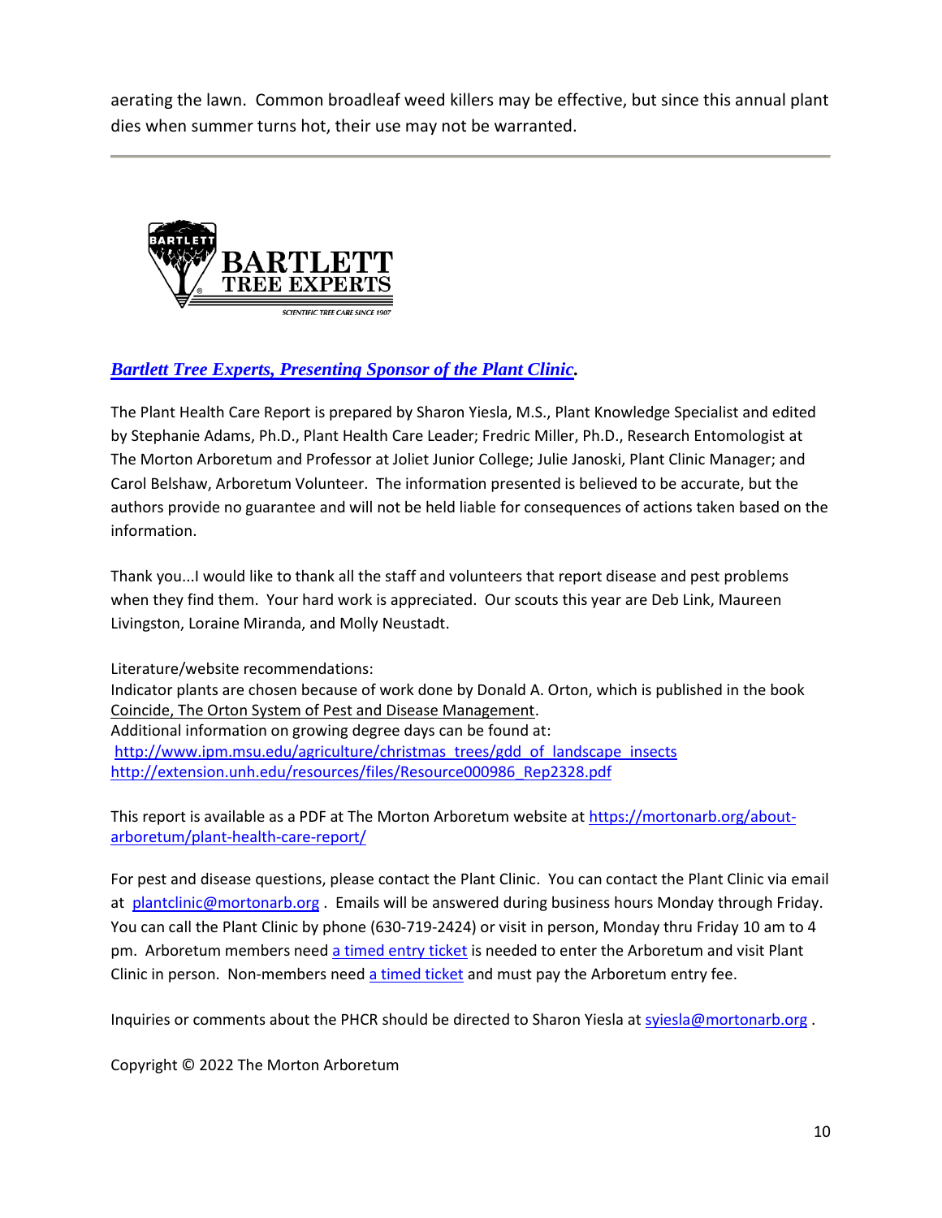aerating the lawn. Common broadleaf weed killers may be effective, but since this annual plant dies when summer turns hot, their use may not be warranted.

---

***Bartlett Tree Experts, Presenting Sponsor of the Plant Clinic.***

The Plant Health Care Report is prepared by Sharon Yiesla, M.S., Plant Knowledge Specialist and edited by Stephanie Adams, Ph.D., Plant Health Care Leader; Fredric Miller, Ph.D., Research Entomologist at The Morton Arboretum and Professor at Joliet Junior College; Julie Janoski, Plant Clinic Manager; and Carol Belshaw, Arboretum Volunteer. The information presented is believed to be accurate, but the authors provide no guarantee and will not be held liable for consequences of actions taken based on the information.

Thank you...I would like to thank all the staff and volunteers that report disease and pest problems when they find them. Your hard work is appreciated. Our scouts this year are Deb Link, Maureen Livingston, Loraine Miranda, and Molly Neustadt.

Literature/website recommendations:
Indicator plants are chosen because of work done by Donald A. Orton, which is published in the book Coincide, The Orton System of Pest and Disease Management.
Additional information on growing degree days can be found at:
http://www.ipm.msu.edu/agriculture/christmas_trees/gdd_of_landscape_insects
http://extension.unh.edu/resources/files/Resource000986_Rep2328.pdf

This report is available as a PDF at The Morton Arboretum website at https://mortonarb.org/about-arboretum/plant-health-care-report/

For pest and disease questions, please contact the Plant Clinic. You can contact the Plant Clinic via email at plantclinic@mortonarb.org . Emails will be answered during business hours Monday through Friday. You can call the Plant Clinic by phone (630-719-2424) or visit in person, Monday thru Friday 10 am to 4 pm. Arboretum members need a timed entry ticket is needed to enter the Arboretum and visit Plant Clinic in person. Non-members need a timed ticket and must pay the Arboretum entry fee.

Inquiries or comments about the PHCR should be directed to Sharon Yiesla at syiesla@mortonarb.org .

Copyright © 2022 The Morton Arboretum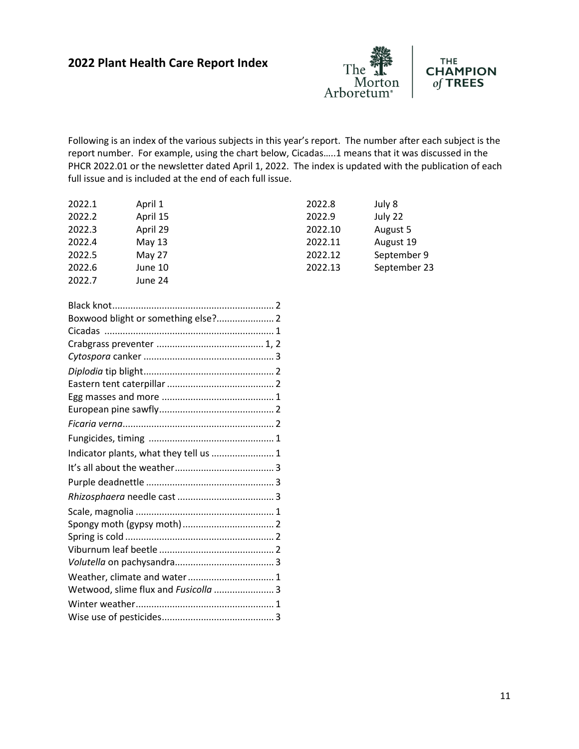# 2022 Plant Health Care Report Index

Following is an index of the various subjects in this year's report. The number after each subject is the report number. For example, using the chart below, Cicadas…..1 means that it was discussed in the PHCR 2022.01 or the newsletter dated April 1, 2022. The index is updated with the publication of each full issue and is included at the end of each full issue.

| | |
|---|---|
| 2022.1 | April 1 |
| 2022.2 | April 15 |
| 2022.3 | April 29 |
| 2022.4 | May 13 |
| 2022.5 | May 27 |
| 2022.6 | June 10 |
| 2022.7 | June 24 |
| 2022.8 | July 8 |
| 2022.9 | July 22 |
| 2022.10 | August 5 |
| 2022.11 | August 19 |
| 2022.12 | September 9 |
| 2022.13 | September 23 |

Black knot.............................................................. 2
Boxwood blight or something else?...................... 2
Cicadas ................................................................ 1
Crabgrass preventer ......................................... 1, 2
*Cytospora* canker ................................................. 3
*Diplodia* tip blight................................................. 2
Eastern tent caterpillar ......................................... 2
Egg masses and more ........................................... 1
European pine sawfly............................................ 2
*Ficaria verna*.......................................................... 2
Fungicides, timing ................................................ 1
Indicator plants, what they tell us ........................ 1
It's all about the weather...................................... 3
Purple deadnettle ................................................. 3
*Rhizosphaera* needle cast ..................................... 3
Scale, magnolia ..................................................... 1
Spongy moth (gypsy moth)................................... 2
Spring is cold ......................................................... 2
Viburnum leaf beetle ............................................ 2
*Volutella* on pachysandra...................................... 3
Weather, climate and water ................................. 1
Wetwood, slime flux and *Fusicolla* ....................... 3
Winter weather..................................................... 1
Wise use of pesticides........................................... 3